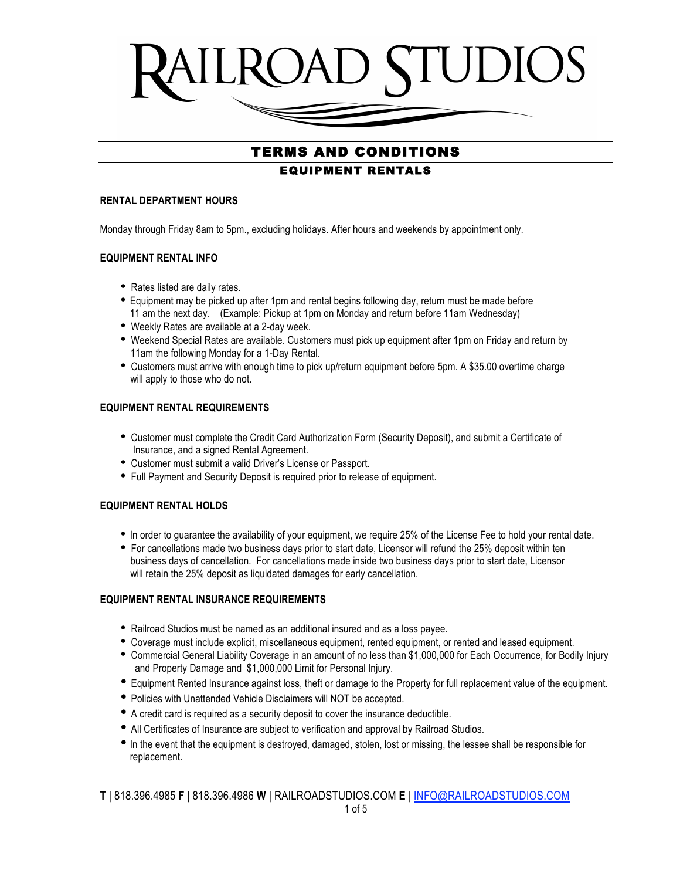# RAILROAD STUDIOS

## TERMS AND CONDITIONS

### EQUIPMENT RENTALS

**RENTAL DEPARTMENT HOURS**

Monday through Friday 8am to 5pm., excluding holidays. After hours and weekends by appointment only.

**EQUIPMENT RENTAL INFO**

- Rates listed are daily rates.
- Equipment may be picked up after 1pm and rental begins following day, return must be made before 11 am the next day. (Example: Pickup at 1pm on Monday and return before 11am Wednesday)
- Weekly Rates are available at a 2-day week.
- Weekend Special Rates are available. Customers must pick up equipment after 1pm on Friday and return by 11am the following Monday for a 1-Day Rental.
- Customers must arrive with enough time to pick up/return equipment before 5pm. A $35.00 overtime charge will apply to those who do not.

**EQUIPMENT RENTAL REQUIREMENTS**

- Customer must complete the Credit Card Authorization Form (Security Deposit), and submit a Certificate of Insurance, and a signed Rental Agreement.
- Customer must submit a valid Driver's License or Passport.
- Full Payment and Security Deposit is required prior to release of equipment.

**EQUIPMENT RENTAL HOLDS**

- In order to guarantee the availability of your equipment, we require 25% of the License Fee to hold your rental date.
- For cancellations made two business days prior to start date, Licensor will refund the 25% deposit within ten business days of cancellation. For cancellations made inside two business days prior to start date, Licensor will retain the 25% deposit as liquidated damages for early cancellation.

**EQUIPMENT RENTAL INSURANCE REQUIREMENTS**

- Railroad Studios must be named as an additional insured and as a loss payee.
- Coverage must include explicit, miscellaneous equipment, rented equipment, or rented and leased equipment.
- Commercial General Liability Coverage in an amount of no less than $1,000,000 for Each Occurrence, for Bodily Injury and Property Damage and $1,000,000 Limit for Personal Injury.
- Equipment Rented Insurance against loss, theft or damage to the Property for full replacement value of the equipment.
- Policies with Unattended Vehicle Disclaimers will NOT be accepted.
- A credit card is required as a security deposit to cover the insurance deductible.
- All Certificates of Insurance are subject to verification and approval by Railroad Studios.
- In the event that the equipment is destroyed, damaged, stolen, lost or missing, the lessee shall be responsible for replacement.

**T** | 818.396.4985 **F** | 818.396.4986 **W** | RAILROADSTUDIOS.COM **E** | INFO@RAILROADSTUDIOS.COM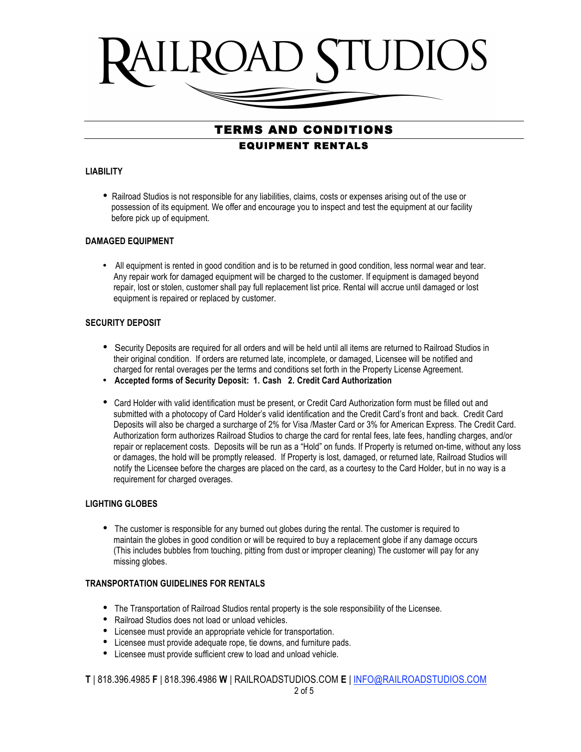# RAILROAD STUDIOS

## TERMS AND CONDITIONS

### EQUIPMENT RENTALS

**LIABILITY**

- Railroad Studios is not responsible for any liabilities, claims, costs or expenses arising out of the use or possession of its equipment. We offer and encourage you to inspect and test the equipment at our facility before pick up of equipment.

**DAMAGED EQUIPMENT**

- All equipment is rented in good condition and is to be returned in good condition, less normal wear and tear. Any repair work for damaged equipment will be charged to the customer. If equipment is damaged beyond repair, lost or stolen, customer shall pay full replacement list price. Rental will accrue until damaged or lost equipment is repaired or replaced by customer.

**SECURITY DEPOSIT**

- Security Deposits are required for all orders and will be held until all items are returned to Railroad Studios in their original condition. If orders are returned late, incomplete, or damaged, Licensee will be notified and charged for rental overages per the terms and conditions set forth in the Property License Agreement.
- **Accepted forms of Security Deposit: 1. Cash 2. Credit Card Authorization**
- Card Holder with valid identification must be present, or Credit Card Authorization form must be filled out and submitted with a photocopy of Card Holder's valid identification and the Credit Card's front and back. Credit Card Deposits will also be charged a surcharge of 2% for Visa /Master Card or 3% for American Express. The Credit Card. Authorization form authorizes Railroad Studios to charge the card for rental fees, late fees, handling charges, and/or repair or replacement costs. Deposits will be run as a "Hold" on funds. If Property is returned on-time, without any loss or damages, the hold will be promptly released. If Property is lost, damaged, or returned late, Railroad Studios will notify the Licensee before the charges are placed on the card, as a courtesy to the Card Holder, but in no way is a requirement for charged overages.

**LIGHTING GLOBES**

- The customer is responsible for any burned out globes during the rental. The customer is required to maintain the globes in good condition or will be required to buy a replacement globe if any damage occurs (This includes bubbles from touching, pitting from dust or improper cleaning) The customer will pay for any missing globes.

**TRANSPORTATION GUIDELINES FOR RENTALS**

- The Transportation of Railroad Studios rental property is the sole responsibility of the Licensee.
- Railroad Studios does not load or unload vehicles.
- Licensee must provide an appropriate vehicle for transportation.
- Licensee must provide adequate rope, tie downs, and furniture pads.
- Licensee must provide sufficient crew to load and unload vehicle.

**T** | 818.396.4985 **F** | 818.396.4986 **W** | RAILROADSTUDIOS.COM **E** | INFO@RAILROADSTUDIOS.COM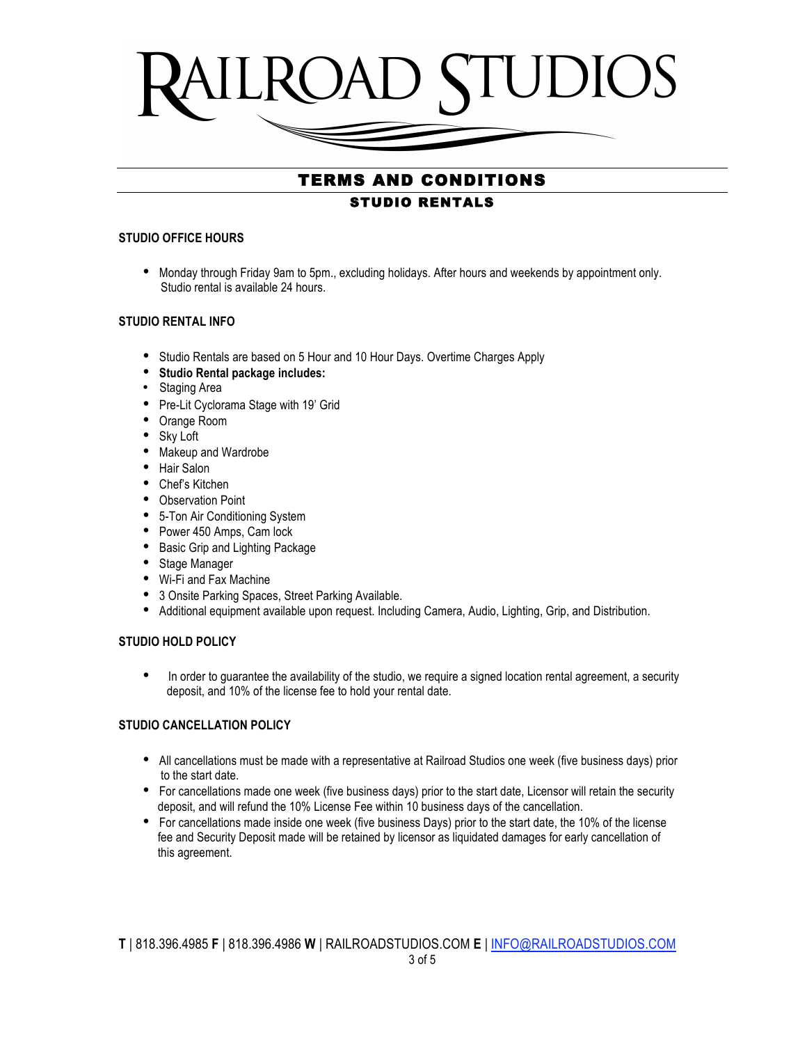# RAILROAD STUDIOS

## TERMS AND CONDITIONS

### STUDIO RENTALS

**STUDIO OFFICE HOURS**

- Monday through Friday 9am to 5pm., excluding holidays. After hours and weekends by appointment only. Studio rental is available 24 hours.

**STUDIO RENTAL INFO**

- Studio Rentals are based on 5 Hour and 10 Hour Days. Overtime Charges Apply
- **Studio Rental package includes:**
- Staging Area
- Pre-Lit Cyclorama Stage with 19' Grid
- Orange Room
- Sky Loft
- Makeup and Wardrobe
- Hair Salon
- Chef's Kitchen
- Observation Point
- 5-Ton Air Conditioning System
- Power 450 Amps, Cam lock
- Basic Grip and Lighting Package
- Stage Manager
- Wi-Fi and Fax Machine
- 3 Onsite Parking Spaces, Street Parking Available.
- Additional equipment available upon request. Including Camera, Audio, Lighting, Grip, and Distribution.

**STUDIO HOLD POLICY**

- In order to guarantee the availability of the studio, we require a signed location rental agreement, a security deposit, and 10% of the license fee to hold your rental date.

**STUDIO CANCELLATION POLICY**

- All cancellations must be made with a representative at Railroad Studios one week (five business days) prior to the start date.
- For cancellations made one week (five business days) prior to the start date, Licensor will retain the security deposit, and will refund the 10% License Fee within 10 business days of the cancellation.
- For cancellations made inside one week (five business Days) prior to the start date, the 10% of the license fee and Security Deposit made will be retained by licensor as liquidated damages for early cancellation of this agreement.

**T** | 818.396.4985 **F** | 818.396.4986 **W** | RAILROADSTUDIOS.COM **E** | INFO@RAILROADSTUDIOS.COM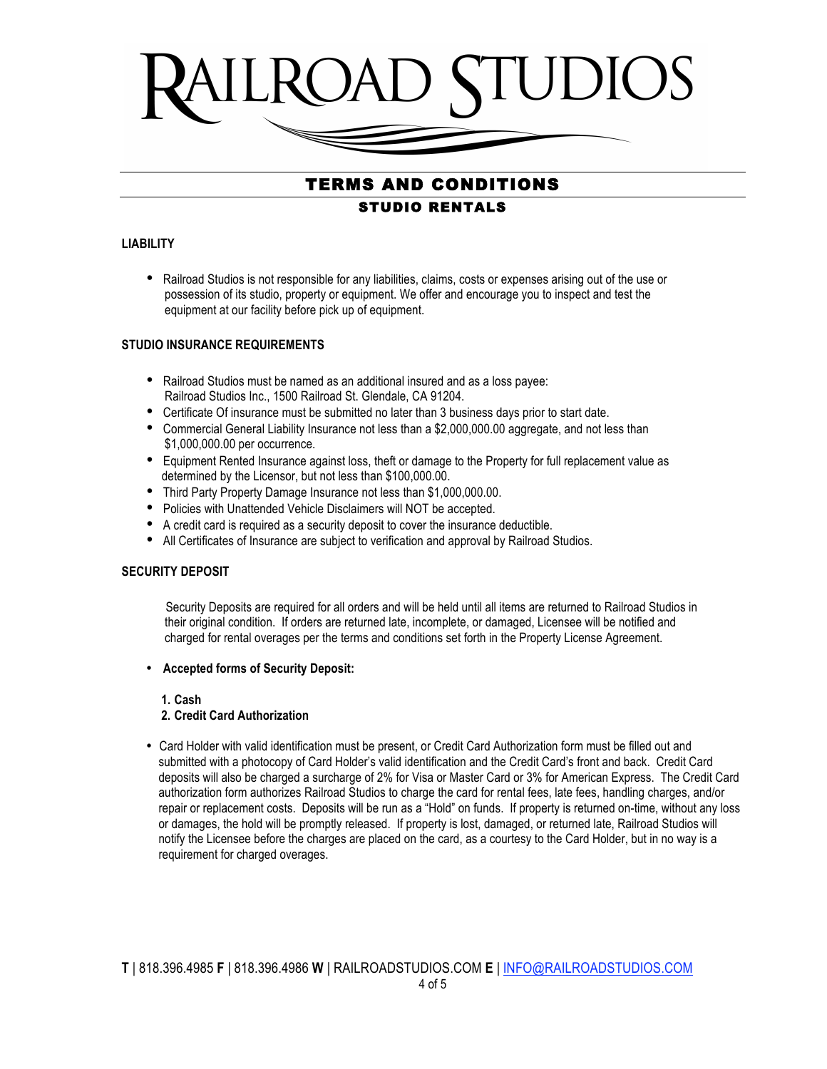# RAILROAD STUDIOS

## TERMS AND CONDITIONS

### STUDIO RENTALS

**LIABILITY**

- Railroad Studios is not responsible for any liabilities, claims, costs or expenses arising out of the use or possession of its studio, property or equipment. We offer and encourage you to inspect and test the equipment at our facility before pick up of equipment.

**STUDIO INSURANCE REQUIREMENTS**

- Railroad Studios must be named as an additional insured and as a loss payee: Railroad Studios Inc., 1500 Railroad St. Glendale, CA 91204.
- Certificate Of insurance must be submitted no later than 3 business days prior to start date.
- Commercial General Liability Insurance not less than a $2,000,000.00 aggregate, and not less than $1,000,000.00 per occurrence.
- Equipment Rented Insurance against loss, theft or damage to the Property for full replacement value as determined by the Licensor, but not less than $100,000.00.
- Third Party Property Damage Insurance not less than $1,000,000.00.
- Policies with Unattended Vehicle Disclaimers will NOT be accepted.
- A credit card is required as a security deposit to cover the insurance deductible.
- All Certificates of Insurance are subject to verification and approval by Railroad Studios.

**SECURITY DEPOSIT**

Security Deposits are required for all orders and will be held until all items are returned to Railroad Studios in their original condition. If orders are returned late, incomplete, or damaged, Licensee will be notified and charged for rental overages per the terms and conditions set forth in the Property License Agreement.

- **Accepted forms of Security Deposit:**

  **1. Cash**
  **2. Credit Card Authorization**

- Card Holder with valid identification must be present, or Credit Card Authorization form must be filled out and submitted with a photocopy of Card Holder's valid identification and the Credit Card's front and back. Credit Card deposits will also be charged a surcharge of 2% for Visa or Master Card or 3% for American Express. The Credit Card authorization form authorizes Railroad Studios to charge the card for rental fees, late fees, handling charges, and/or repair or replacement costs. Deposits will be run as a "Hold" on funds. If property is returned on-time, without any loss or damages, the hold will be promptly released. If property is lost, damaged, or returned late, Railroad Studios will notify the Licensee before the charges are placed on the card, as a courtesy to the Card Holder, but in no way is a requirement for charged overages.

**T** | 818.396.4985 **F** | 818.396.4986 **W** | RAILROADSTUDIOS.COM **E** | INFO@RAILROADSTUDIOS.COM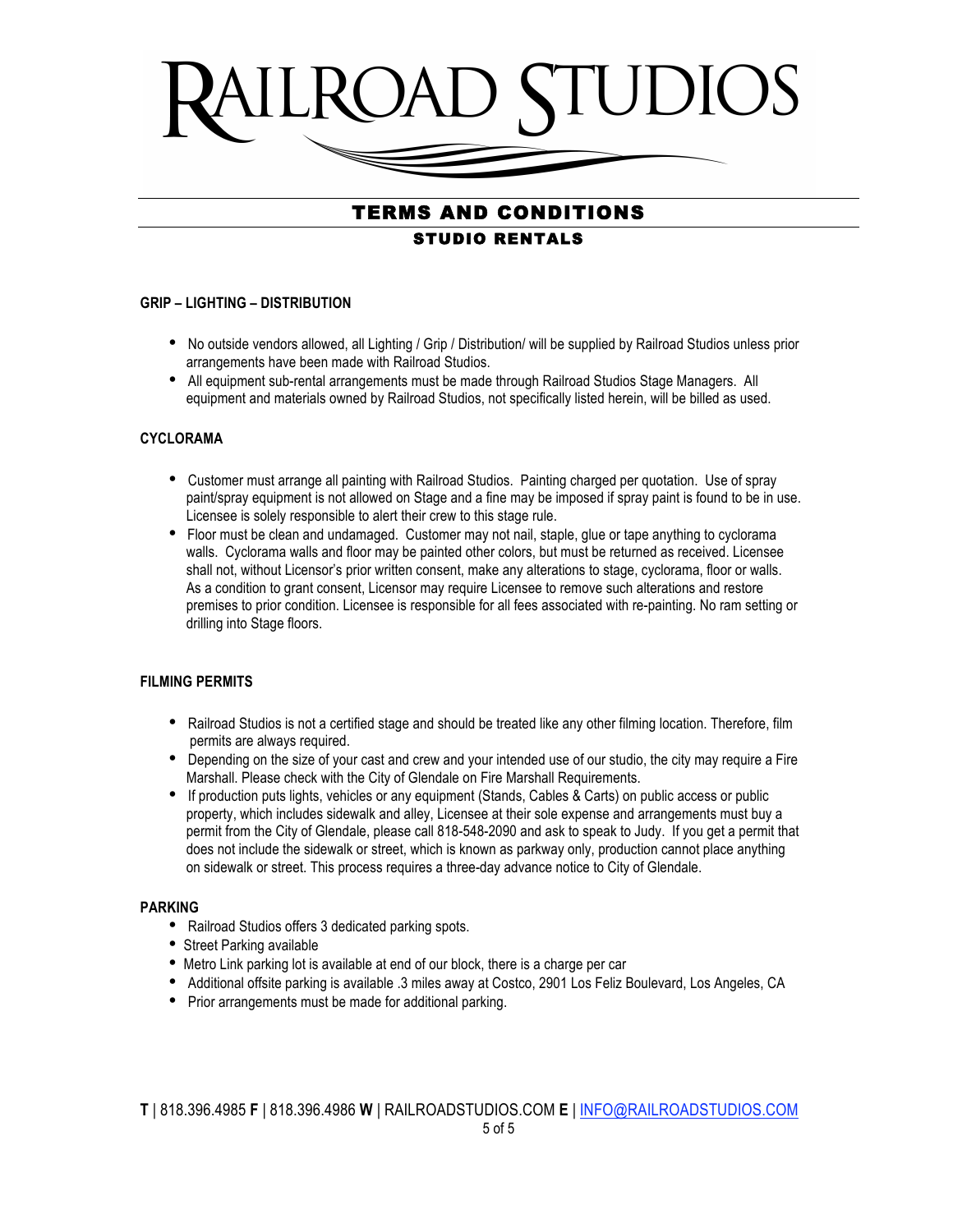# RAILROAD STUDIOS

## TERMS AND CONDITIONS

### STUDIO RENTALS

**GRIP – LIGHTING – DISTRIBUTION**

- No outside vendors allowed, all Lighting / Grip / Distribution/ will be supplied by Railroad Studios unless prior arrangements have been made with Railroad Studios.
- All equipment sub-rental arrangements must be made through Railroad Studios Stage Managers. All equipment and materials owned by Railroad Studios, not specifically listed herein, will be billed as used.

**CYCLORAMA**

- Customer must arrange all painting with Railroad Studios. Painting charged per quotation. Use of spray paint/spray equipment is not allowed on Stage and a fine may be imposed if spray paint is found to be in use. Licensee is solely responsible to alert their crew to this stage rule.
- Floor must be clean and undamaged. Customer may not nail, staple, glue or tape anything to cyclorama walls. Cyclorama walls and floor may be painted other colors, but must be returned as received. Licensee shall not, without Licensor's prior written consent, make any alterations to stage, cyclorama, floor or walls. As a condition to grant consent, Licensor may require Licensee to remove such alterations and restore premises to prior condition. Licensee is responsible for all fees associated with re-painting. No ram setting or drilling into Stage floors.

**FILMING PERMITS**

- Railroad Studios is not a certified stage and should be treated like any other filming location. Therefore, film permits are always required.
- Depending on the size of your cast and crew and your intended use of our studio, the city may require a Fire Marshall. Please check with the City of Glendale on Fire Marshall Requirements.
- If production puts lights, vehicles or any equipment (Stands, Cables & Carts) on public access or public property, which includes sidewalk and alley, Licensee at their sole expense and arrangements must buy a permit from the City of Glendale, please call 818-548-2090 and ask to speak to Judy. If you get a permit that does not include the sidewalk or street, which is known as parkway only, production cannot place anything on sidewalk or street. This process requires a three-day advance notice to City of Glendale.

**PARKING**

- Railroad Studios offers 3 dedicated parking spots.
- Street Parking available
- Metro Link parking lot is available at end of our block, there is a charge per car
- Additional offsite parking is available .3 miles away at Costco, 2901 Los Feliz Boulevard, Los Angeles, CA
- Prior arrangements must be made for additional parking.

**T** | 818.396.4985 **F** | 818.396.4986 **W** | RAILROADSTUDIOS.COM **E** | INFO@RAILROADSTUDIOS.COM